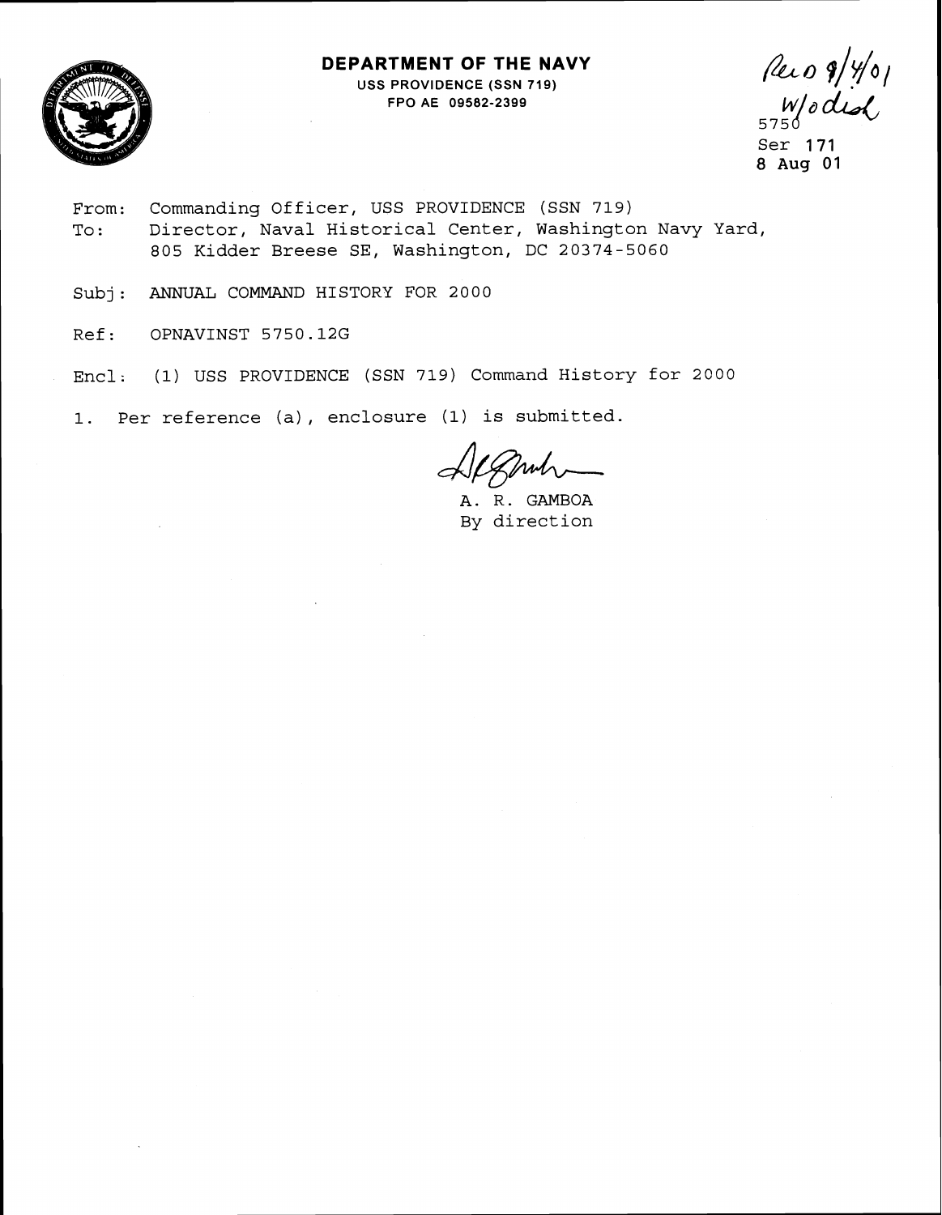**DEPARTMENT OF THE NAVY**
USS PROVIDENCE (SSN 719)
FPO AE 09582-2399

Rec'd 9/4/01
w/o encl

5750
Ser 171
8 Aug 01

From: Commanding Officer, USS PROVIDENCE (SSN 719)
To: Director, Naval Historical Center, Washington Navy Yard, 805 Kidder Breese SE, Washington, DC 20374-5060

Subj: ANNUAL COMMAND HISTORY FOR 2000

Ref: OPNAVINST 5750.12G

Encl: (1) USS PROVIDENCE (SSN 719) Command History for 2000

1. Per reference (a), enclosure (1) is submitted.

A. R. GAMBOA
By direction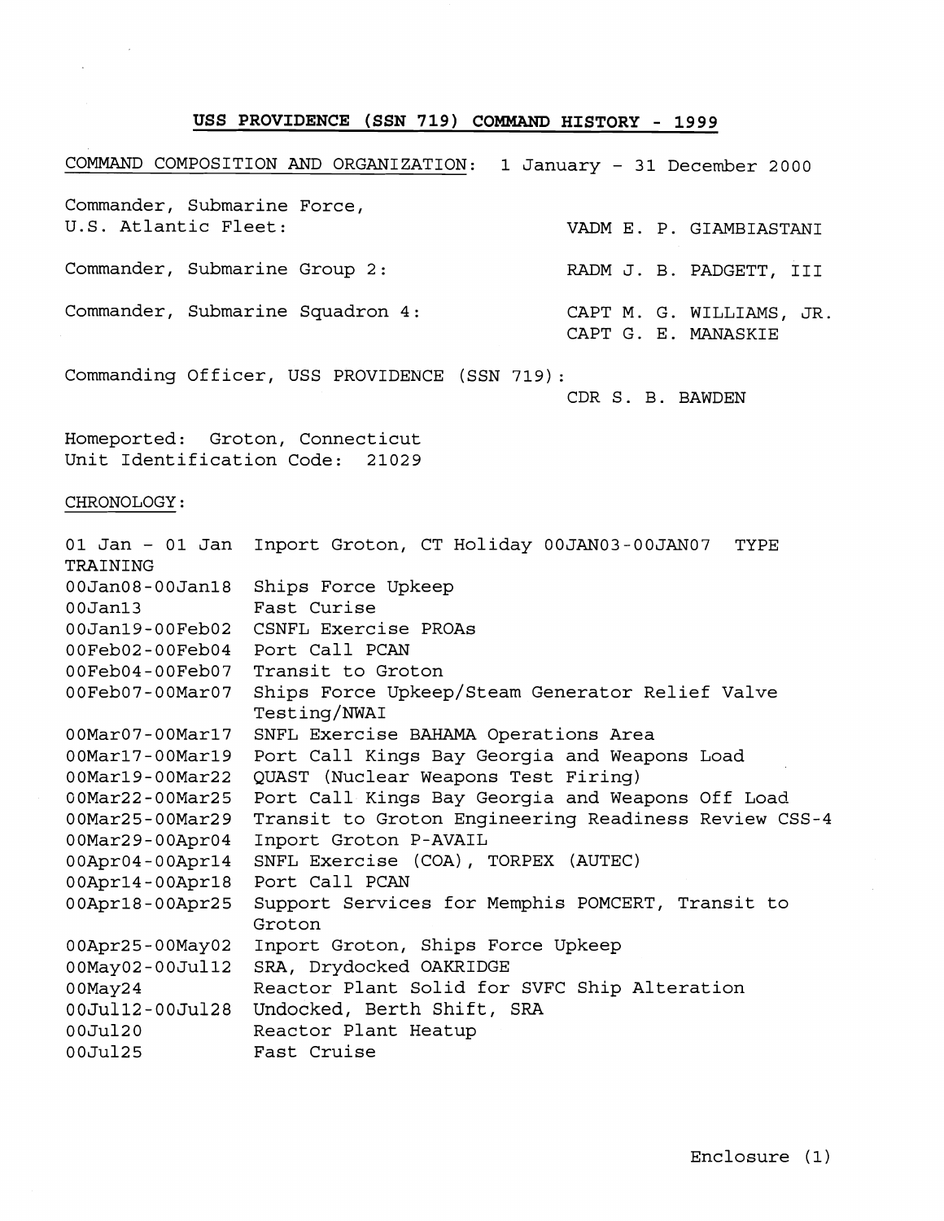**USS PROVIDENCE (SSN 719) COMMAND HISTORY - 1999**

COMMAND COMPOSITION AND ORGANIZATION: 1 January - 31 December 2000

| | |
|---|---|
| Commander, Submarine Force, U.S. Atlantic Fleet: | VADM E. P. GIAMBIASTANI |
| Commander, Submarine Group 2: | RADM J. B. PADGETT, III |
| Commander, Submarine Squadron 4: | CAPT M. G. WILLIAMS, JR.<br>CAPT G. E. MANASKIE |
| Commanding Officer, USS PROVIDENCE (SSN 719): | CDR S. B. BAWDEN |

Homeported: Groton, Connecticut
Unit Identification Code: 21029

CHRONOLOGY:

| | |
|---|---|
| 01 Jan - 01 Jan | Inport Groton, CT Holiday 00JAN03-00JAN07 TYPE TRAINING |
| 00Jan08-00Jan18 | Ships Force Upkeep |
| 00Jan13 | Fast Curise |
| 00Jan19-00Feb02 | CSNFL Exercise PROAs |
| 00Feb02-00Feb04 | Port Call PCAN |
| 00Feb04-00Feb07 | Transit to Groton |
| 00Feb07-00Mar07 | Ships Force Upkeep/Steam Generator Relief Valve Testing/NWAI |
| 00Mar07-00Mar17 | SNFL Exercise BAHAMA Operations Area |
| 00Mar17-00Mar19 | Port Call Kings Bay Georgia and Weapons Load |
| 00Mar19-00Mar22 | QUAST (Nuclear Weapons Test Firing) |
| 00Mar22-00Mar25 | Port Call Kings Bay Georgia and Weapons Off Load |
| 00Mar25-00Mar29 | Transit to Groton Engineering Readiness Review CSS-4 |
| 00Mar29-00Apr04 | Inport Groton P-AVAIL |
| 00Apr04-00Apr14 | SNFL Exercise (COA), TORPEX (AUTEC) |
| 00Apr14-00Apr18 | Port Call PCAN |
| 00Apr18-00Apr25 | Support Services for Memphis POMCERT, Transit to Groton |
| 00Apr25-00May02 | Inport Groton, Ships Force Upkeep |
| 00May02-00Jul12 | SRA, Drydocked OAKRIDGE |
| 00May24 | Reactor Plant Solid for SVFC Ship Alteration |
| 00Jul12-00Jul28 | Undocked, Berth Shift, SRA |
| 00Jul20 | Reactor Plant Heatup |
| 00Jul25 | Fast Cruise |

Enclosure (1)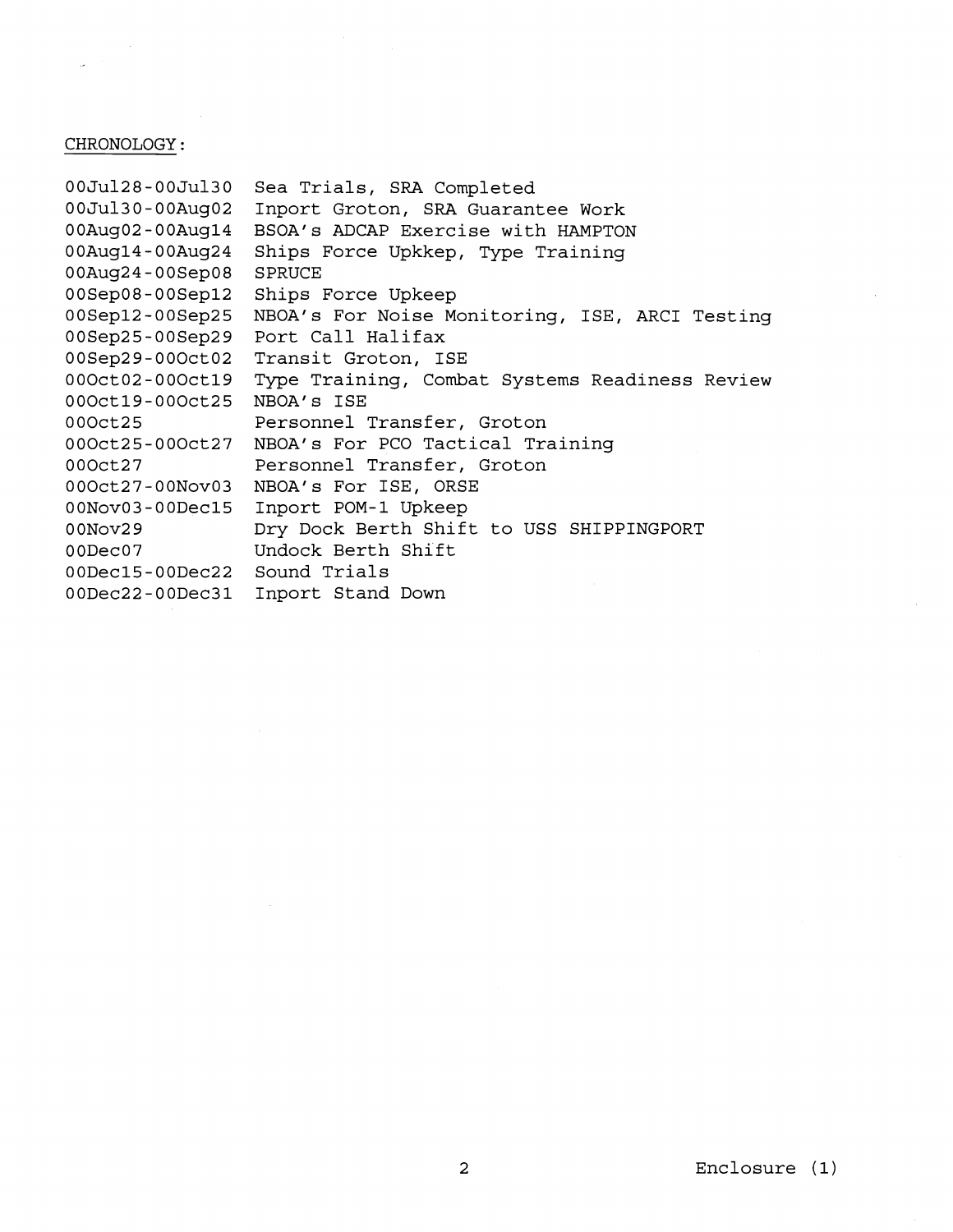CHRONOLOGY:

| | |
|---|---|
| 00Jul28-00Jul30 | Sea Trials, SRA Completed |
| 00Jul30-00Aug02 | Inport Groton, SRA Guarantee Work |
| 00Aug02-00Aug14 | BSOA's ADCAP Exercise with HAMPTON |
| 00Aug14-00Aug24 | Ships Force Upkkep, Type Training |
| 00Aug24-00Sep08 | SPRUCE |
| 00Sep08-00Sep12 | Ships Force Upkeep |
| 00Sep12-00Sep25 | NBOA's For Noise Monitoring, ISE, ARCI Testing |
| 00Sep25-00Sep29 | Port Call Halifax |
| 00Sep29-00Oct02 | Transit Groton, ISE |
| 00Oct02-00Oct19 | Type Training, Combat Systems Readiness Review |
| 00Oct19-00Oct25 | NBOA's ISE |
| 00Oct25 | Personnel Transfer, Groton |
| 00Oct25-00Oct27 | NBOA's For PCO Tactical Training |
| 00Oct27 | Personnel Transfer, Groton |
| 00Oct27-00Nov03 | NBOA's For ISE, ORSE |
| 00Nov03-00Dec15 | Inport POM-1 Upkeep |
| 00Nov29 | Dry Dock Berth Shift to USS SHIPPINGPORT |
| 00Dec07 | Undock Berth Shift |
| 00Dec15-00Dec22 | Sound Trials |
| 00Dec22-00Dec31 | Inport Stand Down |

Enclosure (1)